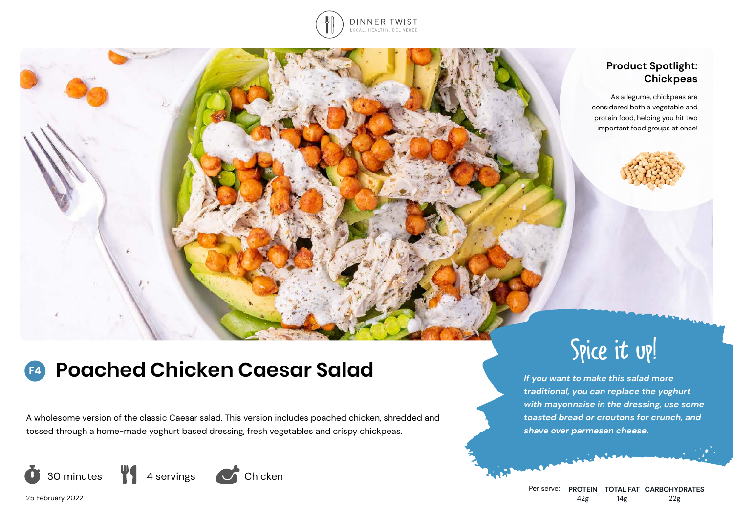DINNER TWIST

LOCAL, HEALTHY, DELIVERED

## Product Spotlight: Chickpeas

As a legume, chickpeas are considered both a vegetable and protein food, helping you hit two important food groups at once!

# F4 Poached Chicken Caesar Salad

A wholesome version of the classic Caesar salad. This version includes poached chicken, shredded and tossed through a home-made yoghurt based dressing, fresh vegetables and crispy chickpeas.

30 minutes | 4 servings | Chicken

25 February 2022

## Spice it up!

***If you want to make this salad more traditional, you can replace the yoghurt with mayonnaise in the dressing, use some toasted bread or croutons for crunch, and shave over parmesan cheese.***

| Per serve: | PROTEIN | TOTAL FAT | CARBOHYDRATES |
|---|---|---|---|
| | 42g | 14g | 22g |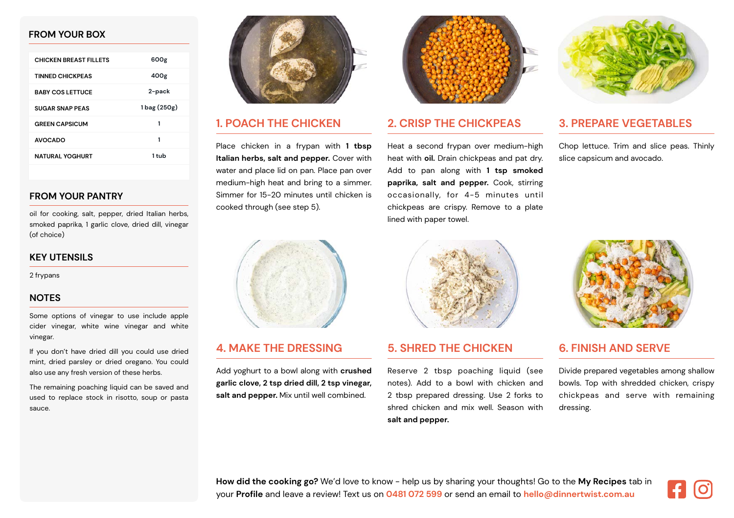## FROM YOUR BOX

| | |
|---|---|
| CHICKEN BREAST FILLETS | 600g |
| TINNED CHICKPEAS | 400g |
| BABY COS LETTUCE | 2-pack |
| SUGAR SNAP PEAS | 1 bag (250g) |
| GREEN CAPSICUM | 1 |
| AVOCADO | 1 |
| NATURAL YOGHURT | 1 tub |

## FROM YOUR PANTRY

oil for cooking, salt, pepper, dried Italian herbs, smoked paprika, 1 garlic clove, dried dill, vinegar (of choice)

## KEY UTENSILS

2 frypans

## NOTES

Some options of vinegar to use include apple cider vinegar, white wine vinegar and white vinegar.

If you don't have dried dill you could use dried mint, dried parsley or dried oregano. You could also use any fresh version of these herbs.

The remaining poaching liquid can be saved and used to replace stock in risotto, soup or pasta sauce.

## 1. POACH THE CHICKEN

Place chicken in a frypan with **1 tbsp Italian herbs, salt and pepper.** Cover with water and place lid on pan. Place pan over medium-high heat and bring to a simmer. Simmer for 15-20 minutes until chicken is cooked through (see step 5).

## 2. CRISP THE CHICKPEAS

Heat a second frypan over medium-high heat with **oil.** Drain chickpeas and pat dry. Add to pan along with **1 tsp smoked paprika, salt and pepper.** Cook, stirring occasionally, for 4-5 minutes until chickpeas are crispy. Remove to a plate lined with paper towel.

## 3. PREPARE VEGETABLES

Chop lettuce. Trim and slice peas. Thinly slice capsicum and avocado.

## 4. MAKE THE DRESSING

Add yoghurt to a bowl along with **crushed garlic clove, 2 tsp dried dill, 2 tsp vinegar, salt and pepper.** Mix until well combined.

## 5. SHRED THE CHICKEN

Reserve 2 tbsp poaching liquid (see notes). Add to a bowl with chicken and 2 tbsp prepared dressing. Use 2 forks to shred chicken and mix well. Season with **salt and pepper.**

## 6. FINISH AND SERVE

Divide prepared vegetables among shallow bowls. Top with shredded chicken, crispy chickpeas and serve with remaining dressing.

**How did the cooking go?** We'd love to know - help us by sharing your thoughts! Go to the **My Recipes** tab in your **Profile** and leave a review! Text us on 0481 072 599 or send an email to hello@dinnertwist.com.au